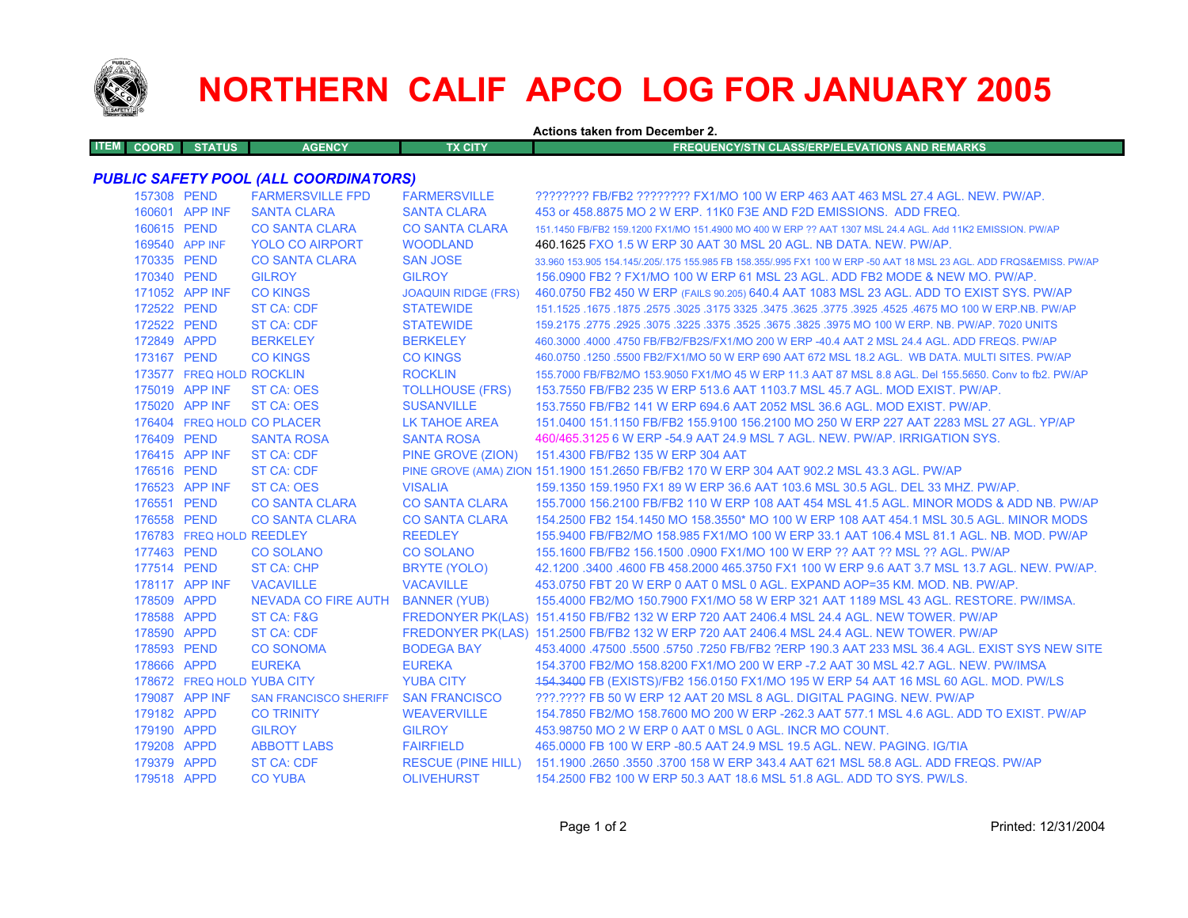# NORTHERN CALIF APCO LOG FOR JANUARY 2005

**Actions taken from December 2.**

| ITEM | COORD | STATUS | AGENCY | TX CITY | FREQUENCY/STN CLASS/ERP/ELEVATIONS AND REMARKS |
|---|---|---|---|---|---|

### *PUBLIC SAFETY POOL (ALL COORDINATORS)*

| COORD | STATUS | AGENCY | TX CITY | FREQUENCY/STN CLASS/ERP/ELEVATIONS AND REMARKS |
|---|---|---|---|---|
| 157308 | PEND | FARMERSVILLE FPD | FARMERSVILLE | ???????? FB/FB2 ???????? FX1/MO 100 W ERP 463 AAT 463 MSL 27.4 AGL. NEW. PW/AP. |
| 160601 | APP INF | SANTA CLARA | SANTA CLARA | 453 or 458.8875 MO 2 W ERP. 11K0 F3E AND F2D EMISSIONS. ADD FREQ. |
| 160615 | PEND | CO SANTA CLARA | CO SANTA CLARA | 151.1450 FB/FB2 159.1200 FX1/MO 151.4900 MO 400 W ERP ?? AAT 1307 MSL 24.4 AGL. Add 11K2 EMISSION. PW/AP |
| 169540 | APP INF | YOLO CO AIRPORT | WOODLAND | 460.1625 FXO 1.5 W ERP 30 AAT 30 MSL 20 AGL. NB DATA. NEW. PW/AP. |
| 170335 | PEND | CO SANTA CLARA | SAN JOSE | 33.960 153.905 154.145/.205/.175 155.985 FB 158.355/.995 FX1 100 W ERP -50 AAT 18 MSL 23 AGL. ADD FRQS&EMISS. PW/AP |
| 170340 | PEND | GILROY | GILROY | 156.0900 FB2 ? FX1/MO 100 W ERP 61 MSL 23 AGL. ADD FB2 MODE & NEW MO. PW/AP. |
| 171052 | APP INF | CO KINGS | JOAQUIN RIDGE (FRS) | 460.0750 FB2 450 W ERP (FAILS 90.205) 640.4 AAT 1083 MSL 23 AGL. ADD TO EXIST SYS. PW/AP |
| 172522 | PEND | ST CA: CDF | STATEWIDE | 151.1525 .1675 .1875 .2575 .3025 .3175 3325 .3475 .3625 .3775 .3925 .4525 .4675 MO 100 W ERP.NB. PW/AP |
| 172522 | PEND | ST CA: CDF | STATEWIDE | 159.2175 .2775 .2925 .3075 .3225 .3375 .3525 .3675 .3825 .3975 MO 100 W ERP. NB. PW/AP. 7020 UNITS |
| 172849 | APPD | BERKELEY | BERKELEY | 460.3000 .4000 .4750 FB/FB2/FB2S/FX1/MO 200 W ERP -40.4 AAT 2 MSL 24.4 AGL. ADD FREQS. PW/AP |
| 173167 | PEND | CO KINGS | CO KINGS | 460.0750 .1250 .5500 FB2/FX1/MO 50 W ERP 690 AAT 672 MSL 18.2 AGL. WB DATA. MULTI SITES. PW/AP |
| 173577 | FREQ HOLD | ROCKLIN | ROCKLIN | 155.7000 FB/FB2/MO 153.9050 FX1/MO 45 W ERP 11.3 AAT 87 MSL 8.8 AGL. Del 155.5650. Conv to fb2. PW/AP |
| 175019 | APP INF | ST CA: OES | TOLLHOUSE (FRS) | 153.7550 FB/FB2 235 W ERP 513.6 AAT 1103.7 MSL 45.7 AGL. MOD EXIST. PW/AP. |
| 175020 | APP INF | ST CA: OES | SUSANVILLE | 153.7550 FB/FB2 141 W ERP 694.6 AAT 2052 MSL 36.6 AGL. MOD EXIST. PW/AP. |
| 176404 | FREQ HOLD | CO PLACER | LK TAHOE AREA | 151.0400 151.1150 FB/FB2 155.9100 156.2100 MO 250 W ERP 227 AAT 2283 MSL 27 AGL. YP/AP |
| 176409 | PEND | SANTA ROSA | SANTA ROSA | 460/465.3125 6 W ERP -54.9 AAT 24.9 MSL 7 AGL. NEW. PW/AP. IRRIGATION SYS. |
| 176415 | APP INF | ST CA: CDF | PINE GROVE (ZION) | 151.4300 FB/FB2 135 W ERP 304 AAT |
| 176516 | PEND | ST CA: CDF | PINE GROVE (AMA) ZION | 151.1900 151.2650 FB/FB2 170 W ERP 304 AAT 902.2 MSL 43.3 AGL. PW/AP |
| 176523 | APP INF | ST CA: OES | VISALIA | 159.1350 159.1950 FX1 89 W ERP 36.6 AAT 103.6 MSL 30.5 AGL. DEL 33 MHZ. PW/AP. |
| 176551 | PEND | CO SANTA CLARA | CO SANTA CLARA | 155.7000 156.2100 FB/FB2 110 W ERP 108 AAT 454 MSL 41.5 AGL. MINOR MODS & ADD NB. PW/AP |
| 176558 | PEND | CO SANTA CLARA | CO SANTA CLARA | 154.2500 FB2 154.1450 MO 158.3550* MO 100 W ERP 108 AAT 454.1 MSL 30.5 AGL. MINOR MODS |
| 176783 | FREQ HOLD | REEDLEY | REEDLEY | 155.9400 FB/FB2/MO 158.985 FX1/MO 100 W ERP 33.1 AAT 106.4 MSL 81.1 AGL. NB. MOD. PW/AP |
| 177463 | PEND | CO SOLANO | CO SOLANO | 155.1600 FB/FB2 156.1500 .0900 FX1/MO 100 W ERP ?? AAT ?? MSL ?? AGL. PW/AP |
| 177514 | PEND | ST CA: CHP | BRYTE (YOLO) | 42.1200 .3400 .4600 FB 458.2000 465.3750 FX1 100 W ERP 9.6 AAT 3.7 MSL 13.7 AGL. NEW. PW/AP. |
| 178117 | APP INF | VACAVILLE | VACAVILLE | 453.0750 FBT 20 W ERP 0 AAT 0 MSL 0 AGL. EXPAND AOP=35 KM. MOD. NB. PW/AP. |
| 178509 | APPD | NEVADA CO FIRE AUTH | BANNER (YUB) | 155.4000 FB2/MO 150.7900 FX1/MO 58 W ERP 321 AAT 1189 MSL 43 AGL. RESTORE. PW/IMSA. |
| 178588 | APPD | ST CA: F&G | FREDONYER PK(LAS) | 151.4150 FB/FB2 132 W ERP 720 AAT 2406.4 MSL 24.4 AGL. NEW TOWER. PW/AP |
| 178590 | APPD | ST CA: CDF | FREDONYER PK(LAS) | 151.2500 FB/FB2 132 W ERP 720 AAT 2406.4 MSL 24.4 AGL. NEW TOWER. PW/AP |
| 178593 | PEND | CO SONOMA | BODEGA BAY | 453.4000 .47500 .5500 .5750 .7250 FB/FB2 ?ERP 190.3 AAT 233 MSL 36.4 AGL. EXIST SYS NEW SITE |
| 178666 | APPD | EUREKA | EUREKA | 154.3700 FB2/MO 158.8200 FX1/MO 200 W ERP -7.2 AAT 30 MSL 42.7 AGL. NEW. PW/IMSA |
| 178672 | FREQ HOLD | YUBA CITY | YUBA CITY | ~~154.3400~~ FB (EXISTS)/FB2 156.0150 FX1/MO 195 W ERP 54 AAT 16 MSL 60 AGL. MOD. PW/LS |
| 179087 | APP INF | SAN FRANCISCO SHERIFF | SAN FRANCISCO | ???.???? FB 50 W ERP 12 AAT 20 MSL 8 AGL. DIGITAL PAGING. NEW. PW/AP |
| 179182 | APPD | CO TRINITY | WEAVERVILLE | 154.7850 FB2/MO 158.7600 MO 200 W ERP -262.3 AAT 577.1 MSL 4.6 AGL. ADD TO EXIST. PW/AP |
| 179190 | APPD | GILROY | GILROY | 453.98750 MO 2 W ERP 0 AAT 0 MSL 0 AGL. INCR MO COUNT. |
| 179208 | APPD | ABBOTT LABS | FAIRFIELD | 465.0000 FB 100 W ERP -80.5 AAT 24.9 MSL 19.5 AGL. NEW. PAGING. IG/TIA |
| 179379 | APPD | ST CA: CDF | RESCUE (PINE HILL) | 151.1900 .2650 .3550 .3700 158 W ERP 343.4 AAT 621 MSL 58.8 AGL. ADD FREQS. PW/AP |
| 179518 | APPD | CO YUBA | OLIVEHURST | 154.2500 FB2 100 W ERP 50.3 AAT 18.6 MSL 51.8 AGL. ADD TO SYS. PW/LS. |

Printed: 12/31/2004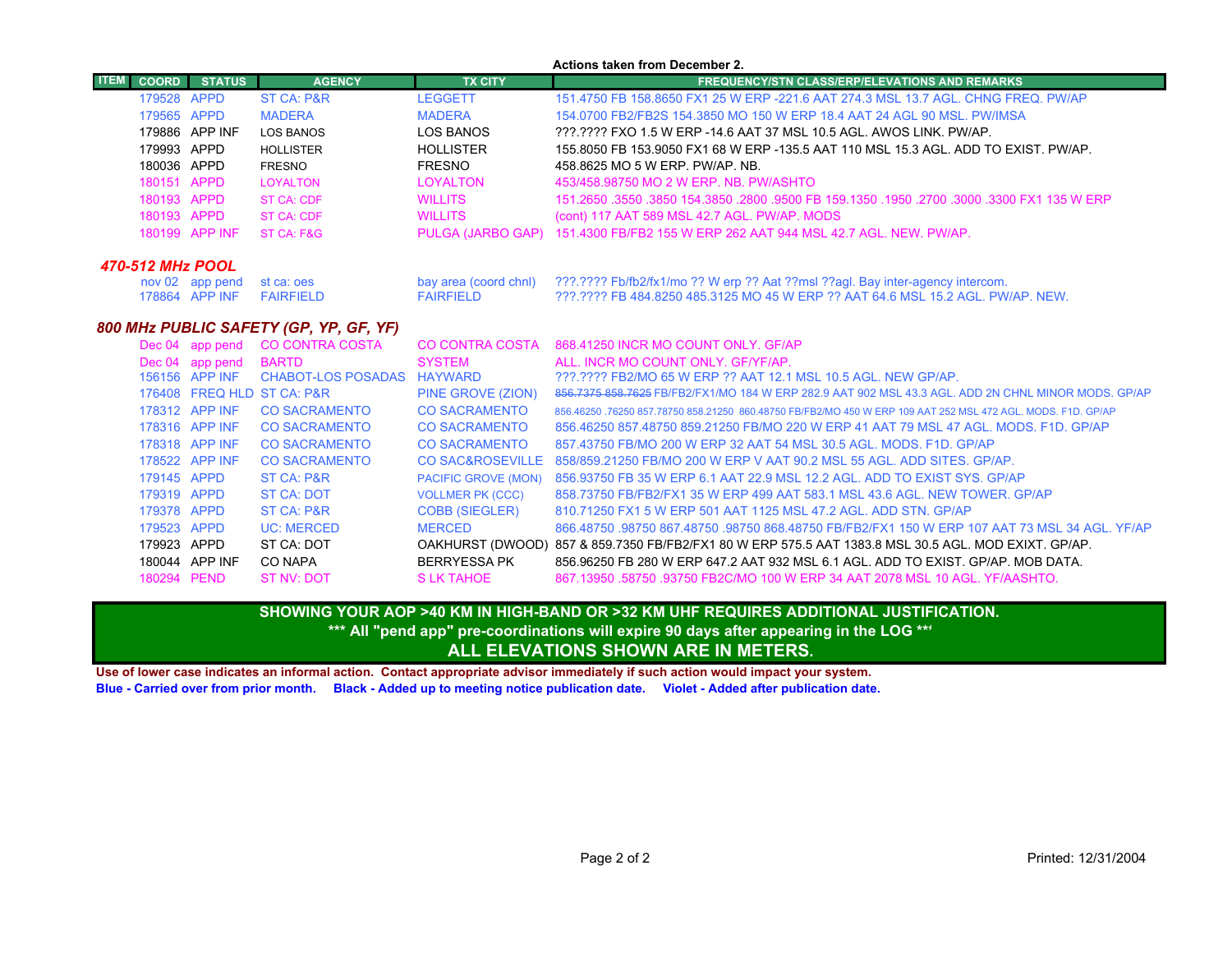**Actions taken from December 2.**

| ITEM | COORD | STATUS | AGENCY | TX CITY | FREQUENCY/STN CLASS/ERP/ELEVATIONS AND REMARKS |
|---|---|---|---|---|---|
| | 179528 | APPD | ST CA: P&R | LEGGETT | 151.4750 FB 158.8650 FX1 25 W ERP -221.6 AAT 274.3 MSL 13.7 AGL. CHNG FREQ. PW/AP |
| | 179565 | APPD | MADERA | MADERA | 154.0700 FB2/FB2S 154.3850 MO 150 W ERP 18.4 AAT 24 AGL 90 MSL. PW/IMSA |
| | 179886 | APP INF | LOS BANOS | LOS BANOS | ???.???? FXO 1.5 W ERP -14.6 AAT 37 MSL 10.5 AGL. AWOS LINK. PW/AP. |
| | 179993 | APPD | HOLLISTER | HOLLISTER | 155.8050 FB 153.9050 FX1 68 W ERP -135.5 AAT 110 MSL 15.3 AGL. ADD TO EXIST. PW/AP. |
| | 180036 | APPD | FRESNO | FRESNO | 458.8625 MO 5 W ERP. PW/AP. NB. |
| | 180151 | APPD | LOYALTON | LOYALTON | 453/458.98750 MO 2 W ERP. NB. PW/ASHTO |
| | 180193 | APPD | ST CA: CDF | WILLITS | 151.2650 .3550 .3850 154.3850 .2800 .9500 FB 159.1350 .1950 .2700 .3000 .3300 FX1 135 W ERP |
| | 180193 | APPD | ST CA: CDF | WILLITS | (cont) 117 AAT 589 MSL 42.7 AGL. PW/AP. MODS |
| | 180199 | APP INF | ST CA: F&G | PULGA (JARBO GAP) | 151.4300 FB/FB2 155 W ERP 262 AAT 944 MSL 42.7 AGL. NEW. PW/AP. |

### *470-512 MHz POOL*

| ITEM | COORD | STATUS | AGENCY | TX CITY | FREQUENCY/STN CLASS/ERP/ELEVATIONS AND REMARKS |
|---|---|---|---|---|---|
| | nov 02 | app pend | st ca: oes | bay area (coord chnl) | ???.???? Fb/fb2/fx1/mo ?? W erp ?? Aat ??msl ??agl. Bay inter-agency intercom. |
| | 178864 | APP INF | FAIRFIELD | FAIRFIELD | ???.???? FB 484.8250 485.3125 MO 45 W ERP ?? AAT 64.6 MSL 15.2 AGL. PW/AP. NEW. |

### *800 MHz PUBLIC SAFETY (GP, YP, GF, YF)*

| ITEM | COORD | STATUS | AGENCY | TX CITY | FREQUENCY/STN CLASS/ERP/ELEVATIONS AND REMARKS |
|---|---|---|---|---|---|
| | Dec 04 | app pend | CO CONTRA COSTA | CO CONTRA COSTA | 868.41250 INCR MO COUNT ONLY. GF/AP |
| | Dec 04 | app pend | BARTD | SYSTEM | ALL. INCR MO COUNT ONLY. GF/YF/AP. |
| | 156156 | APP INF | CHABOT-LOS POSADAS | HAYWARD | ???.???? FB2/MO 65 W ERP ?? AAT 12.1 MSL 10.5 AGL. NEW GP/AP. |
| | 176408 | FREQ HLD | ST CA: P&R | PINE GROVE (ZION) | ~~856.7375 858.7625~~ FB/FB2/FX1/MO 184 W ERP 282.9 AAT 902 MSL 43.3 AGL. ADD 2N CHNL MINOR MODS. GP/AP |
| | 178312 | APP INF | CO SACRAMENTO | CO SACRAMENTO | 856.46250 .76250 857.78750 858.21250 860.48750 FB/FB2/MO 450 W ERP 109 AAT 252 MSL 472 AGL. MODS. F1D. GP/AP |
| | 178316 | APP INF | CO SACRAMENTO | CO SACRAMENTO | 856.46250 857.48750 859.21250 FB/MO 220 W ERP 41 AAT 79 MSL 47 AGL. MODS. F1D. GP/AP |
| | 178318 | APP INF | CO SACRAMENTO | CO SACRAMENTO | 857.43750 FB/MO 200 W ERP 32 AAT 54 MSL 30.5 AGL. MODS. F1D. GP/AP |
| | 178522 | APP INF | CO SACRAMENTO | CO SAC&ROSEVILLE | 858/859.21250 FB/MO 200 W ERP V AAT 90.2 MSL 55 AGL. ADD SITES. GP/AP. |
| | 179145 | APPD | ST CA: P&R | PACIFIC GROVE (MON) | 856.93750 FB 35 W ERP 6.1 AAT 22.9 MSL 12.2 AGL. ADD TO EXIST SYS. GP/AP |
| | 179319 | APPD | ST CA: DOT | VOLLMER PK (CCC) | 858.73750 FB/FB2/FX1 35 W ERP 499 AAT 583.1 MSL 43.6 AGL. NEW TOWER. GP/AP |
| | 179378 | APPD | ST CA: P&R | COBB (SIEGLER) | 810.71250 FX1 5 W ERP 501 AAT 1125 MSL 47.2 AGL. ADD STN. GP/AP |
| | 179523 | APPD | UC: MERCED | MERCED | 866.48750 .98750 867.48750 .98750 868.48750 FB/FB2/FX1 150 W ERP 107 AAT 73 MSL 34 AGL. YF/AP |
| | 179923 | APPD | ST CA: DOT | OAKHURST (DWOOD) | 857 & 859.7350 FB/FB2/FX1 80 W ERP 575.5 AAT 1383.8 MSL 30.5 AGL. MOD EXIXT. GP/AP. |
| | 180044 | APP INF | CO NAPA | BERRYESSA PK | 856.96250 FB 280 W ERP 647.2 AAT 932 MSL 6.1 AGL. ADD TO EXIST. GP/AP. MOB DATA. |
| | 180294 | PEND | ST NV: DOT | S LK TAHOE | 867.13950 .58750 .93750 FB2C/MO 100 W ERP 34 AAT 2078 MSL 10 AGL. YF/AASHTO. |

**SHOWING YOUR AOP >40 KM IN HIGH-BAND OR >32 KM UHF REQUIRES ADDITIONAL JUSTIFICATION.**
**\*\*\* All "pend app" pre-coordinations will expire 90 days after appearing in the LOG \*\*\***
**ALL ELEVATIONS SHOWN ARE IN METERS.**

**Use of lower case indicates an informal action. Contact appropriate advisor immediately if such action would impact your system.**

**Blue - Carried over from prior month. Black - Added up to meeting notice publication date. Violet - Added after publication date.**

Printed: 12/31/2004